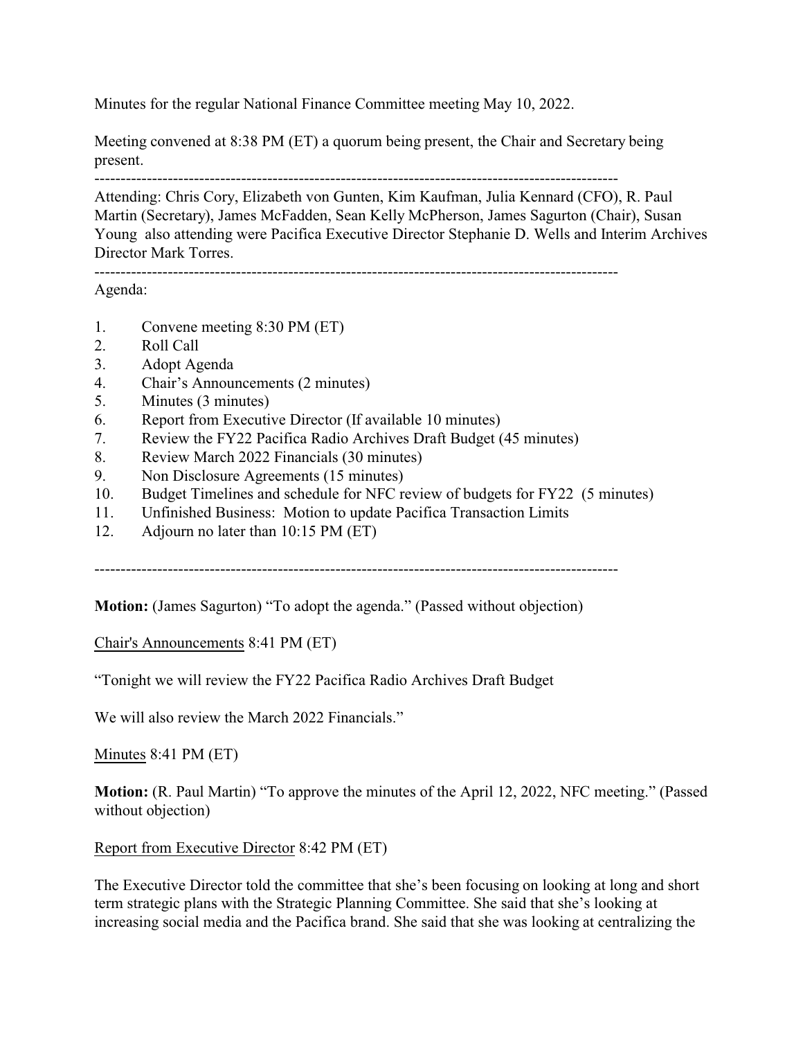Minutes for the regular National Finance Committee meeting May 10, 2022.

Meeting convened at 8:38 PM (ET) a quorum being present, the Chair and Secretary being present.

---

Attending: Chris Cory, Elizabeth von Gunten, Kim Kaufman, Julia Kennard (CFO), R. Paul Martin (Secretary), James McFadden, Sean Kelly McPherson, James Sagurton (Chair), Susan Young also attending were Pacifica Executive Director Stephanie D. Wells and Interim Archives Director Mark Torres.

---

Agenda:

1. Convene meeting 8:30 PM (ET)
2. Roll Call
3. Adopt Agenda
4. Chair's Announcements (2 minutes)
5. Minutes (3 minutes)
6. Report from Executive Director (If available 10 minutes)
7. Review the FY22 Pacifica Radio Archives Draft Budget (45 minutes)
8. Review March 2022 Financials (30 minutes)
9. Non Disclosure Agreements (15 minutes)
10. Budget Timelines and schedule for NFC review of budgets for FY22 (5 minutes)
11. Unfinished Business: Motion to update Pacifica Transaction Limits
12. Adjourn no later than 10:15 PM (ET)

---

**Motion:** (James Sagurton) "To adopt the agenda." (Passed without objection)

Chair's Announcements 8:41 PM (ET)

"Tonight we will review the FY22 Pacifica Radio Archives Draft Budget

We will also review the March 2022 Financials."

Minutes 8:41 PM (ET)

**Motion:** (R. Paul Martin) "To approve the minutes of the April 12, 2022, NFC meeting." (Passed without objection)

Report from Executive Director 8:42 PM (ET)

The Executive Director told the committee that she's been focusing on looking at long and short term strategic plans with the Strategic Planning Committee. She said that she's looking at increasing social media and the Pacifica brand. She said that she was looking at centralizing the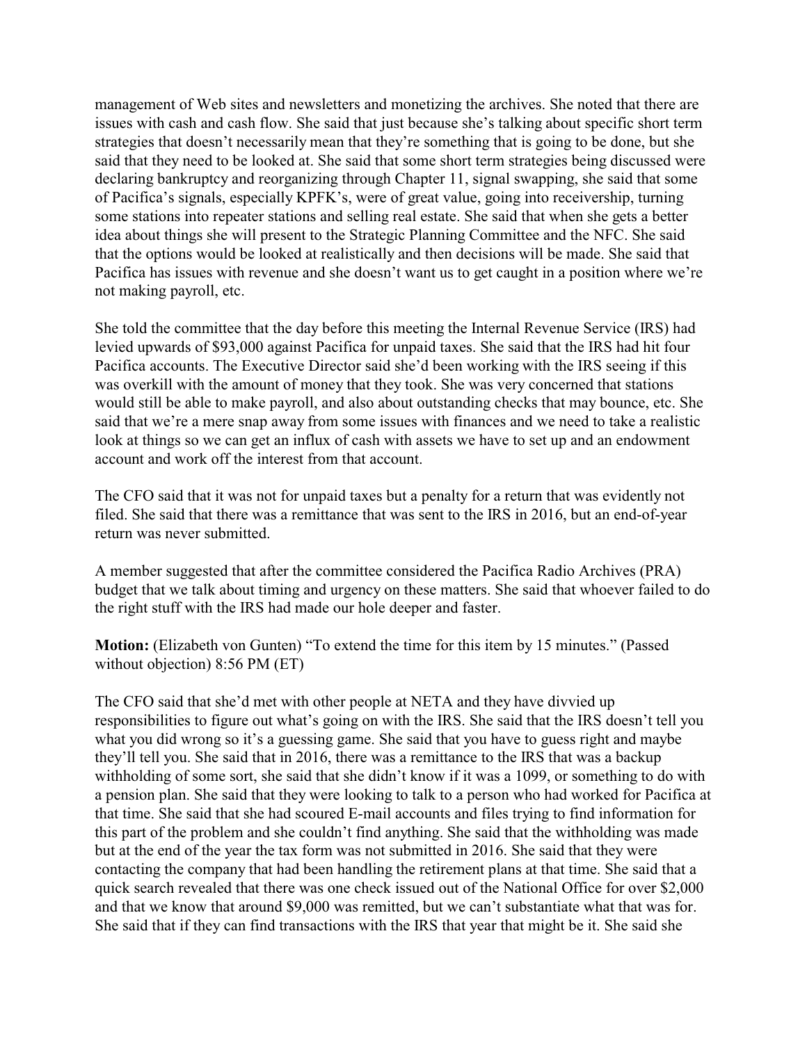management of Web sites and newsletters and monetizing the archives. She noted that there are issues with cash and cash flow. She said that just because she's talking about specific short term strategies that doesn't necessarily mean that they're something that is going to be done, but she said that they need to be looked at. She said that some short term strategies being discussed were declaring bankruptcy and reorganizing through Chapter 11, signal swapping, she said that some of Pacifica's signals, especially KPFK's, were of great value, going into receivership, turning some stations into repeater stations and selling real estate. She said that when she gets a better idea about things she will present to the Strategic Planning Committee and the NFC. She said that the options would be looked at realistically and then decisions will be made. She said that Pacifica has issues with revenue and she doesn't want us to get caught in a position where we're not making payroll, etc.

She told the committee that the day before this meeting the Internal Revenue Service (IRS) had levied upwards of $93,000 against Pacifica for unpaid taxes. She said that the IRS had hit four Pacifica accounts. The Executive Director said she'd been working with the IRS seeing if this was overkill with the amount of money that they took. She was very concerned that stations would still be able to make payroll, and also about outstanding checks that may bounce, etc. She said that we're a mere snap away from some issues with finances and we need to take a realistic look at things so we can get an influx of cash with assets we have to set up and an endowment account and work off the interest from that account.

The CFO said that it was not for unpaid taxes but a penalty for a return that was evidently not filed. She said that there was a remittance that was sent to the IRS in 2016, but an end-of-year return was never submitted.

A member suggested that after the committee considered the Pacifica Radio Archives (PRA) budget that we talk about timing and urgency on these matters. She said that whoever failed to do the right stuff with the IRS had made our hole deeper and faster.

**Motion:** (Elizabeth von Gunten) "To extend the time for this item by 15 minutes." (Passed without objection) 8:56 PM (ET)

The CFO said that she'd met with other people at NETA and they have divvied up responsibilities to figure out what's going on with the IRS. She said that the IRS doesn't tell you what you did wrong so it's a guessing game. She said that you have to guess right and maybe they'll tell you. She said that in 2016, there was a remittance to the IRS that was a backup withholding of some sort, she said that she didn't know if it was a 1099, or something to do with a pension plan. She said that they were looking to talk to a person who had worked for Pacifica at that time. She said that she had scoured E-mail accounts and files trying to find information for this part of the problem and she couldn't find anything. She said that the withholding was made but at the end of the year the tax form was not submitted in 2016. She said that they were contacting the company that had been handling the retirement plans at that time. She said that a quick search revealed that there was one check issued out of the National Office for over $2,000 and that we know that around $9,000 was remitted, but we can't substantiate what that was for. She said that if they can find transactions with the IRS that year that might be it. She said she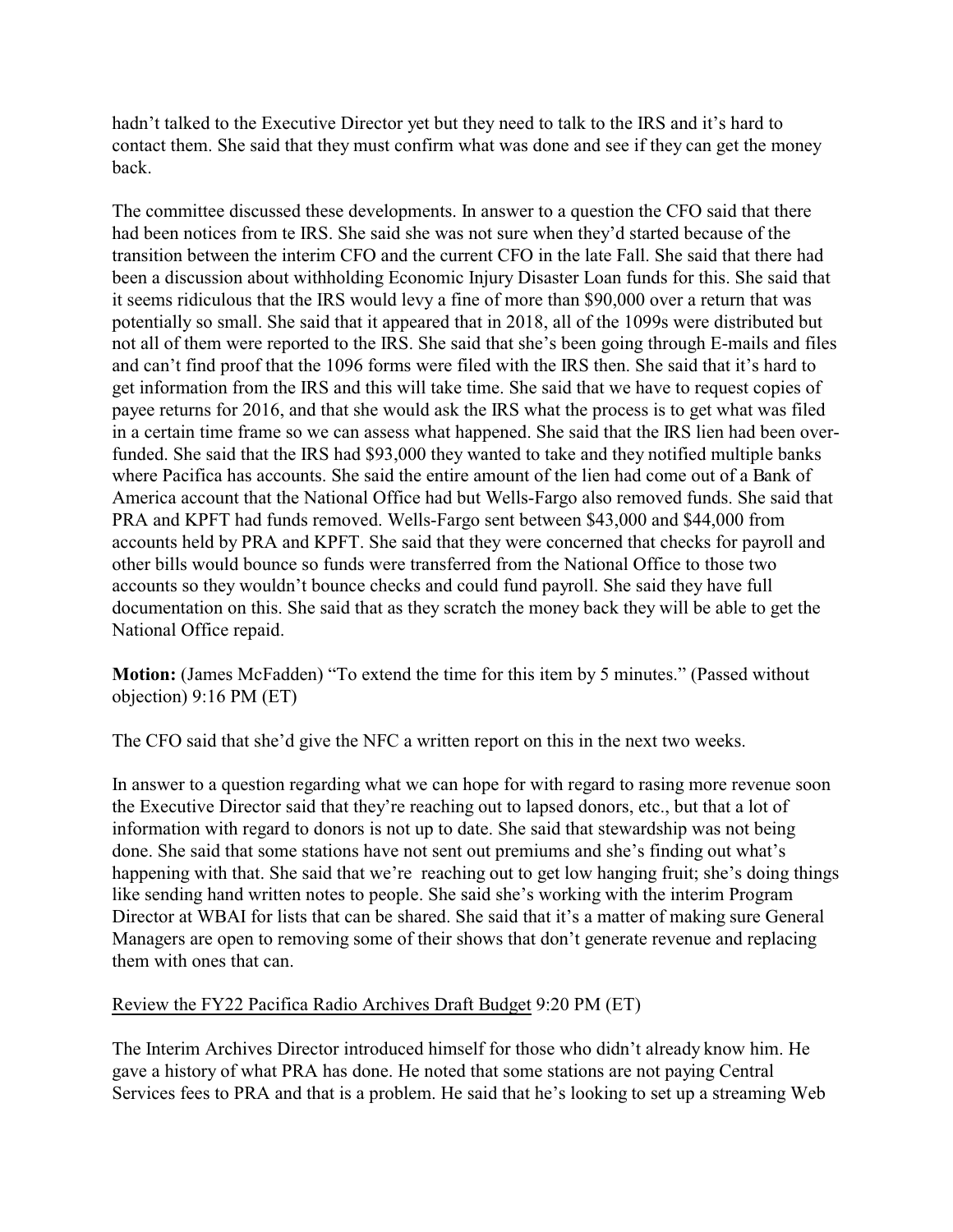hadn't talked to the Executive Director yet but they need to talk to the IRS and it's hard to contact them. She said that they must confirm what was done and see if they can get the money back.

The committee discussed these developments. In answer to a question the CFO said that there had been notices from te IRS. She said she was not sure when they'd started because of the transition between the interim CFO and the current CFO in the late Fall. She said that there had been a discussion about withholding Economic Injury Disaster Loan funds for this. She said that it seems ridiculous that the IRS would levy a fine of more than $90,000 over a return that was potentially so small. She said that it appeared that in 2018, all of the 1099s were distributed but not all of them were reported to the IRS. She said that she's been going through E-mails and files and can't find proof that the 1096 forms were filed with the IRS then. She said that it's hard to get information from the IRS and this will take time. She said that we have to request copies of payee returns for 2016, and that she would ask the IRS what the process is to get what was filed in a certain time frame so we can assess what happened. She said that the IRS lien had been over-funded. She said that the IRS had $93,000 they wanted to take and they notified multiple banks where Pacifica has accounts. She said the entire amount of the lien had come out of a Bank of America account that the National Office had but Wells-Fargo also removed funds. She said that PRA and KPFT had funds removed. Wells-Fargo sent between $43,000 and $44,000 from accounts held by PRA and KPFT. She said that they were concerned that checks for payroll and other bills would bounce so funds were transferred from the National Office to those two accounts so they wouldn't bounce checks and could fund payroll. She said they have full documentation on this. She said that as they scratch the money back they will be able to get the National Office repaid.

**Motion:** (James McFadden) "To extend the time for this item by 5 minutes." (Passed without objection) 9:16 PM (ET)

The CFO said that she'd give the NFC a written report on this in the next two weeks.

In answer to a question regarding what we can hope for with regard to rasing more revenue soon the Executive Director said that they're reaching out to lapsed donors, etc., but that a lot of information with regard to donors is not up to date. She said that stewardship was not being done. She said that some stations have not sent out premiums and she's finding out what's happening with that. She said that we're reaching out to get low hanging fruit; she's doing things like sending hand written notes to people. She said she's working with the interim Program Director at WBAI for lists that can be shared. She said that it's a matter of making sure General Managers are open to removing some of their shows that don't generate revenue and replacing them with ones that can.

Review the FY22 Pacifica Radio Archives Draft Budget 9:20 PM (ET)

The Interim Archives Director introduced himself for those who didn't already know him. He gave a history of what PRA has done. He noted that some stations are not paying Central Services fees to PRA and that is a problem. He said that he's looking to set up a streaming Web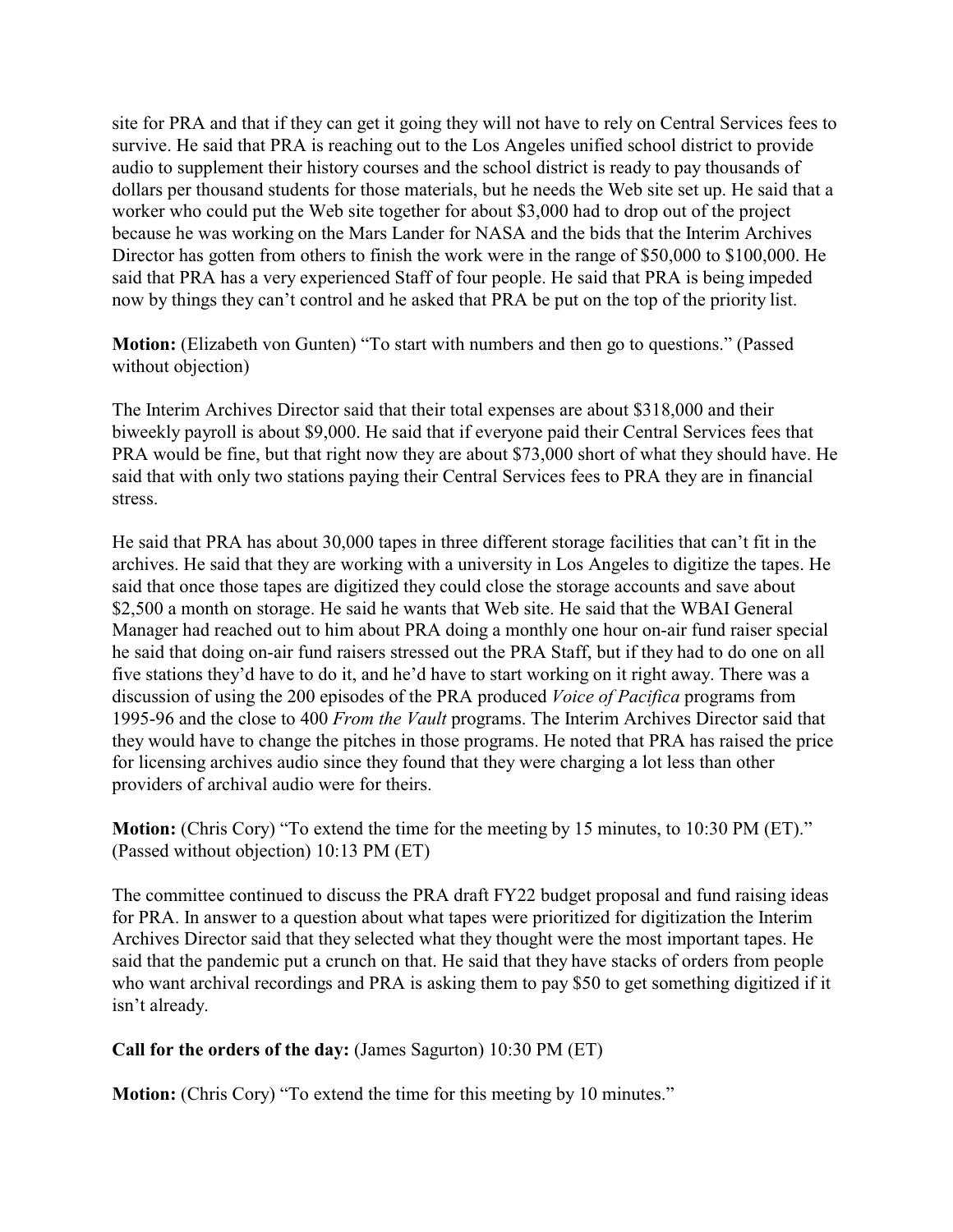site for PRA and that if they can get it going they will not have to rely on Central Services fees to survive. He said that PRA is reaching out to the Los Angeles unified school district to provide audio to supplement their history courses and the school district is ready to pay thousands of dollars per thousand students for those materials, but he needs the Web site set up. He said that a worker who could put the Web site together for about $3,000 had to drop out of the project because he was working on the Mars Lander for NASA and the bids that the Interim Archives Director has gotten from others to finish the work were in the range of $50,000 to $100,000. He said that PRA has a very experienced Staff of four people. He said that PRA is being impeded now by things they can't control and he asked that PRA be put on the top of the priority list.

**Motion:** (Elizabeth von Gunten) "To start with numbers and then go to questions." (Passed without objection)

The Interim Archives Director said that their total expenses are about $318,000 and their biweekly payroll is about $9,000. He said that if everyone paid their Central Services fees that PRA would be fine, but that right now they are about $73,000 short of what they should have. He said that with only two stations paying their Central Services fees to PRA they are in financial stress.

He said that PRA has about 30,000 tapes in three different storage facilities that can't fit in the archives. He said that they are working with a university in Los Angeles to digitize the tapes. He said that once those tapes are digitized they could close the storage accounts and save about $2,500 a month on storage. He said he wants that Web site. He said that the WBAI General Manager had reached out to him about PRA doing a monthly one hour on-air fund raiser special he said that doing on-air fund raisers stressed out the PRA Staff, but if they had to do one on all five stations they'd have to do it, and he'd have to start working on it right away. There was a discussion of using the 200 episodes of the PRA produced *Voice of Pacifica* programs from 1995-96 and the close to 400 *From the Vault* programs. The Interim Archives Director said that they would have to change the pitches in those programs. He noted that PRA has raised the price for licensing archives audio since they found that they were charging a lot less than other providers of archival audio were for theirs.

**Motion:** (Chris Cory) "To extend the time for the meeting by 15 minutes, to 10:30 PM (ET)." (Passed without objection) 10:13 PM (ET)

The committee continued to discuss the PRA draft FY22 budget proposal and fund raising ideas for PRA. In answer to a question about what tapes were prioritized for digitization the Interim Archives Director said that they selected what they thought were the most important tapes. He said that the pandemic put a crunch on that. He said that they have stacks of orders from people who want archival recordings and PRA is asking them to pay $50 to get something digitized if it isn't already.

**Call for the orders of the day:** (James Sagurton) 10:30 PM (ET)

**Motion:** (Chris Cory) "To extend the time for this meeting by 10 minutes."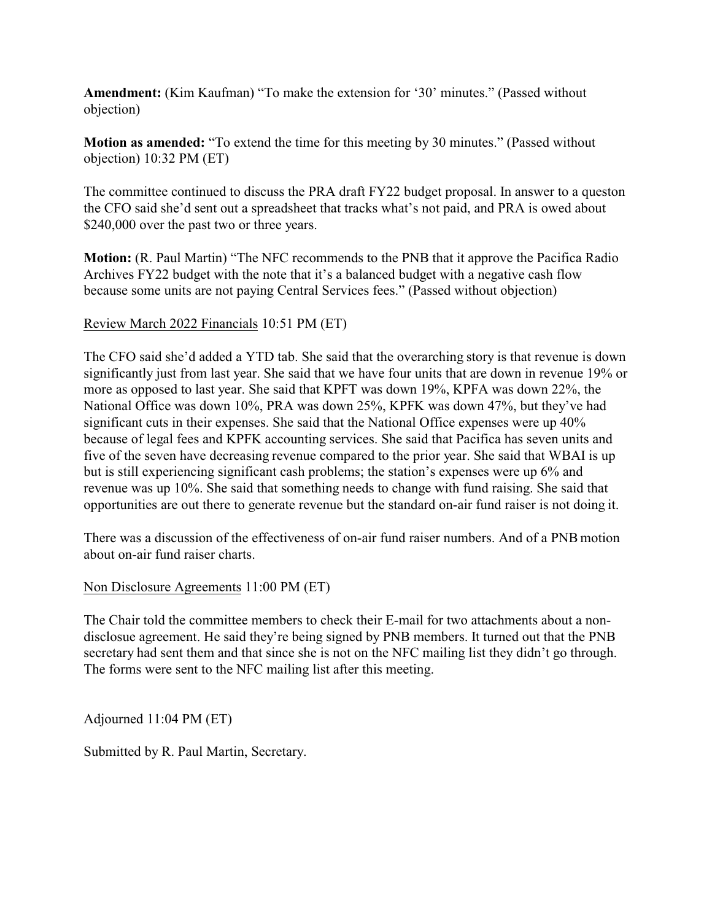**Amendment:** (Kim Kaufman) "To make the extension for '30' minutes." (Passed without objection)

**Motion as amended:** "To extend the time for this meeting by 30 minutes." (Passed without objection) 10:32 PM (ET)

The committee continued to discuss the PRA draft FY22 budget proposal. In answer to a queston the CFO said she'd sent out a spreadsheet that tracks what's not paid, and PRA is owed about $240,000 over the past two or three years.

**Motion:** (R. Paul Martin) "The NFC recommends to the PNB that it approve the Pacifica Radio Archives FY22 budget with the note that it's a balanced budget with a negative cash flow because some units are not paying Central Services fees." (Passed without objection)

<u>Review March 2022 Financials</u> 10:51 PM (ET)

The CFO said she'd added a YTD tab. She said that the overarching story is that revenue is down significantly just from last year. She said that we have four units that are down in revenue 19% or more as opposed to last year. She said that KPFT was down 19%, KPFA was down 22%, the National Office was down 10%, PRA was down 25%, KPFK was down 47%, but they've had significant cuts in their expenses. She said that the National Office expenses were up 40% because of legal fees and KPFK accounting services. She said that Pacifica has seven units and five of the seven have decreasing revenue compared to the prior year. She said that WBAI is up but is still experiencing significant cash problems; the station's expenses were up 6% and revenue was up 10%. She said that something needs to change with fund raising. She said that opportunities are out there to generate revenue but the standard on-air fund raiser is not doing it.

There was a discussion of the effectiveness of on-air fund raiser numbers. And of a PNB motion about on-air fund raiser charts.

<u>Non Disclosure Agreements</u> 11:00 PM (ET)

The Chair told the committee members to check their E-mail for two attachments about a non-disclosue agreement. He said they're being signed by PNB members. It turned out that the PNB secretary had sent them and that since she is not on the NFC mailing list they didn't go through. The forms were sent to the NFC mailing list after this meeting.

Adjourned 11:04 PM (ET)

Submitted by R. Paul Martin, Secretary.